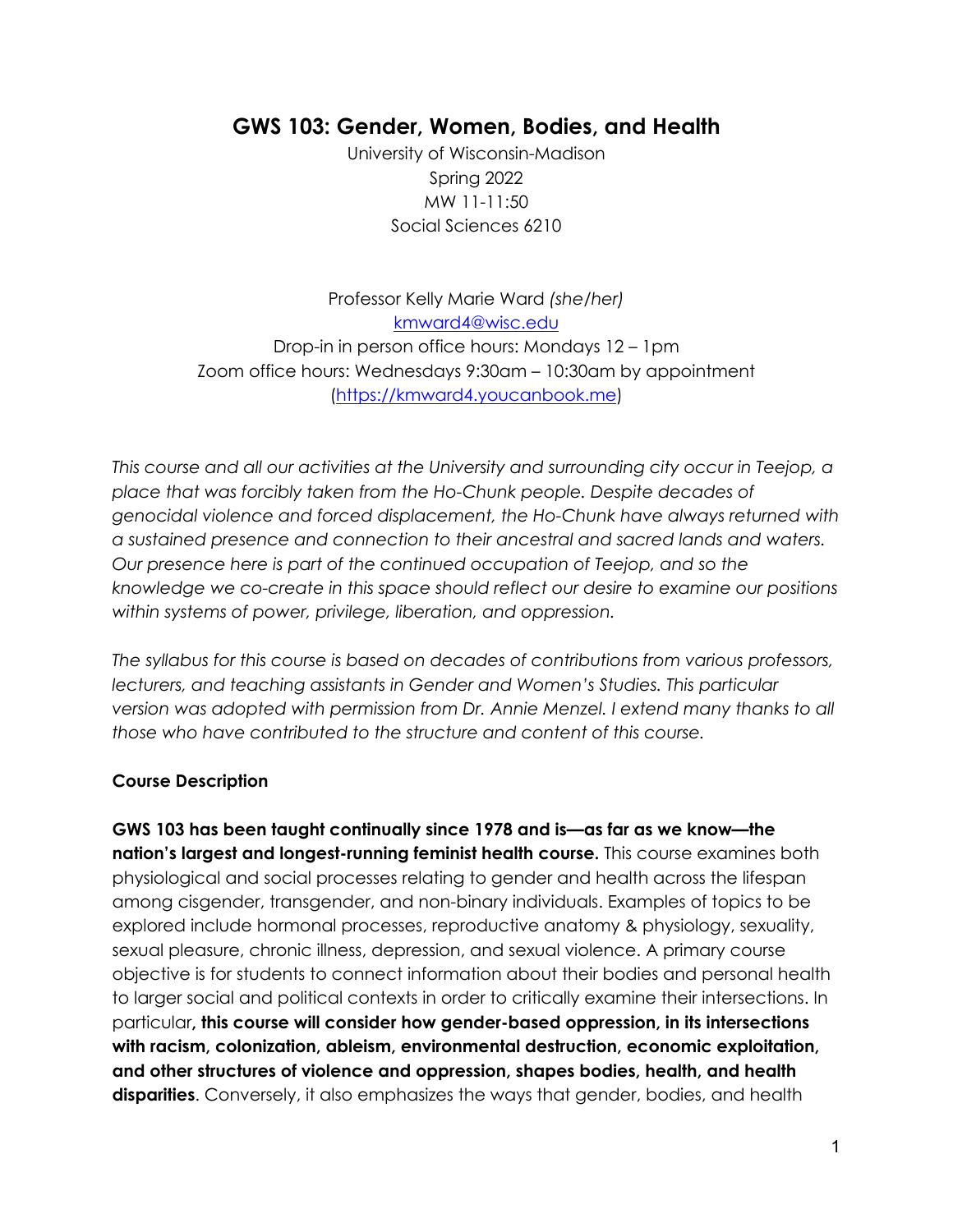# GWS 103: Gender, Women, Bodies, and Health

University of Wisconsin-Madison
Spring 2022
MW 11-11:50
Social Sciences 6210

Professor Kelly Marie Ward *(she/her)*
[kmward4@wisc.edu](mailto:kmward4@wisc.edu)
Drop-in in person office hours: Mondays 12 – 1pm
Zoom office hours: Wednesdays 9:30am – 10:30am by appointment
([https://kmward4.youcanbook.me](https://kmward4.youcanbook.me))

*This course and all our activities at the University and surrounding city occur in Teejop, a place that was forcibly taken from the Ho-Chunk people. Despite decades of genocidal violence and forced displacement, the Ho-Chunk have always returned with a sustained presence and connection to their ancestral and sacred lands and waters. Our presence here is part of the continued occupation of Teejop, and so the knowledge we co-create in this space should reflect our desire to examine our positions within systems of power, privilege, liberation, and oppression.*

*The syllabus for this course is based on decades of contributions from various professors, lecturers, and teaching assistants in Gender and Women's Studies. This particular version was adopted with permission from Dr. Annie Menzel. I extend many thanks to all those who have contributed to the structure and content of this course.*

**Course Description**

**GWS 103 has been taught continually since 1978 and is—as far as we know—the nation's largest and longest-running feminist health course.** This course examines both physiological and social processes relating to gender and health across the lifespan among cisgender, transgender, and non-binary individuals. Examples of topics to be explored include hormonal processes, reproductive anatomy & physiology, sexuality, sexual pleasure, chronic illness, depression, and sexual violence. A primary course objective is for students to connect information about their bodies and personal health to larger social and political contexts in order to critically examine their intersections. In particular**, this course will consider how gender-based oppression, in its intersections with racism, colonization, ableism, environmental destruction, economic exploitation, and other structures of violence and oppression, shapes bodies, health, and health disparities**. Conversely, it also emphasizes the ways that gender, bodies, and health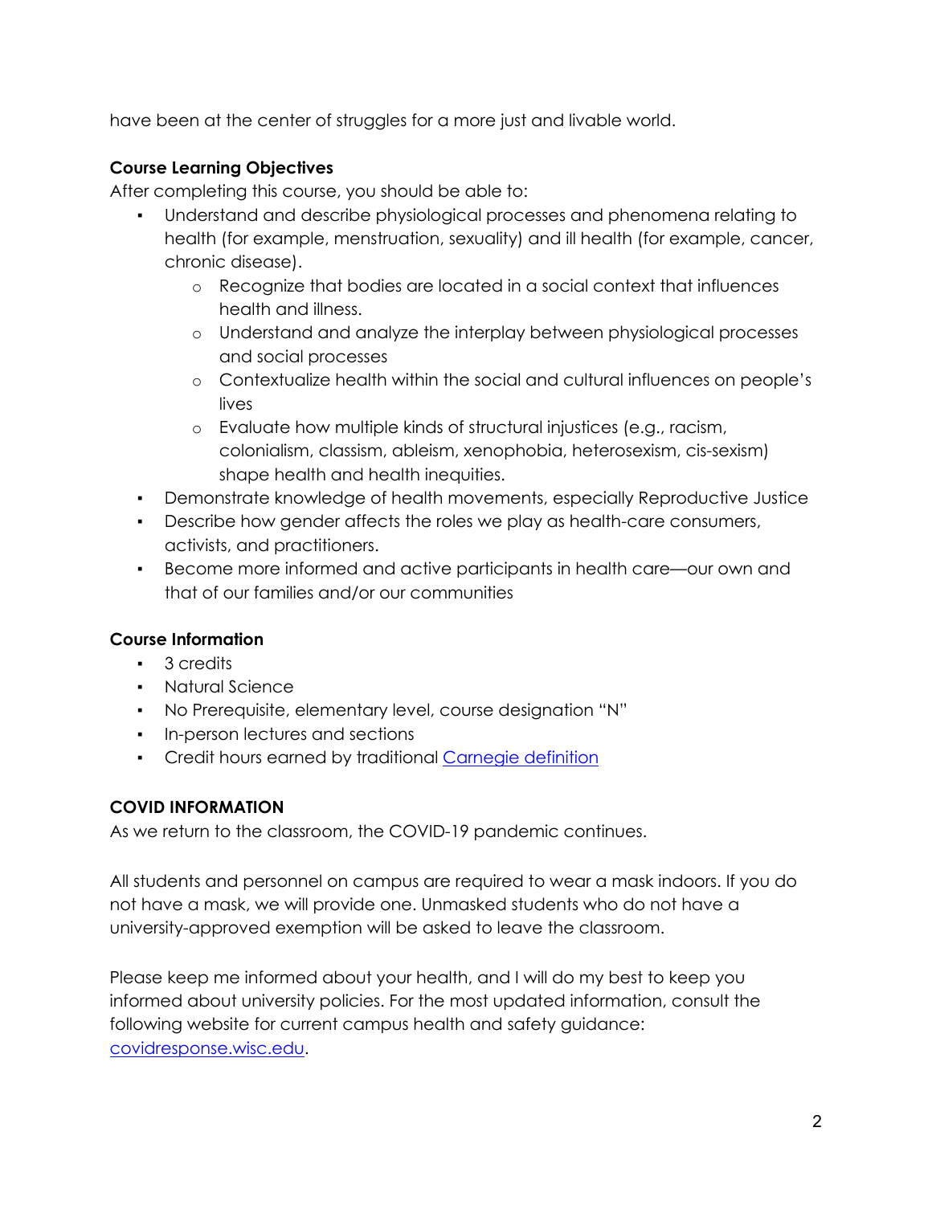have been at the center of struggles for a more just and livable world.

**Course Learning Objectives**

After completing this course, you should be able to:

- Understand and describe physiological processes and phenomena relating to health (for example, menstruation, sexuality) and ill health (for example, cancer, chronic disease).
  - Recognize that bodies are located in a social context that influences health and illness.
  - Understand and analyze the interplay between physiological processes and social processes
  - Contextualize health within the social and cultural influences on people's lives
  - Evaluate how multiple kinds of structural injustices (e.g., racism, colonialism, classism, ableism, xenophobia, heterosexism, cis-sexism) shape health and health inequities.
- Demonstrate knowledge of health movements, especially Reproductive Justice
- Describe how gender affects the roles we play as health-care consumers, activists, and practitioners.
- Become more informed and active participants in health care—our own and that of our families and/or our communities

**Course Information**

- 3 credits
- Natural Science
- No Prerequisite, elementary level, course designation "N"
- In-person lectures and sections
- Credit hours earned by traditional Carnegie definition

**COVID INFORMATION**

As we return to the classroom, the COVID-19 pandemic continues.

All students and personnel on campus are required to wear a mask indoors. If you do not have a mask, we will provide one. Unmasked students who do not have a university-approved exemption will be asked to leave the classroom.

Please keep me informed about your health, and I will do my best to keep you informed about university policies. For the most updated information, consult the following website for current campus health and safety guidance: covidresponse.wisc.edu.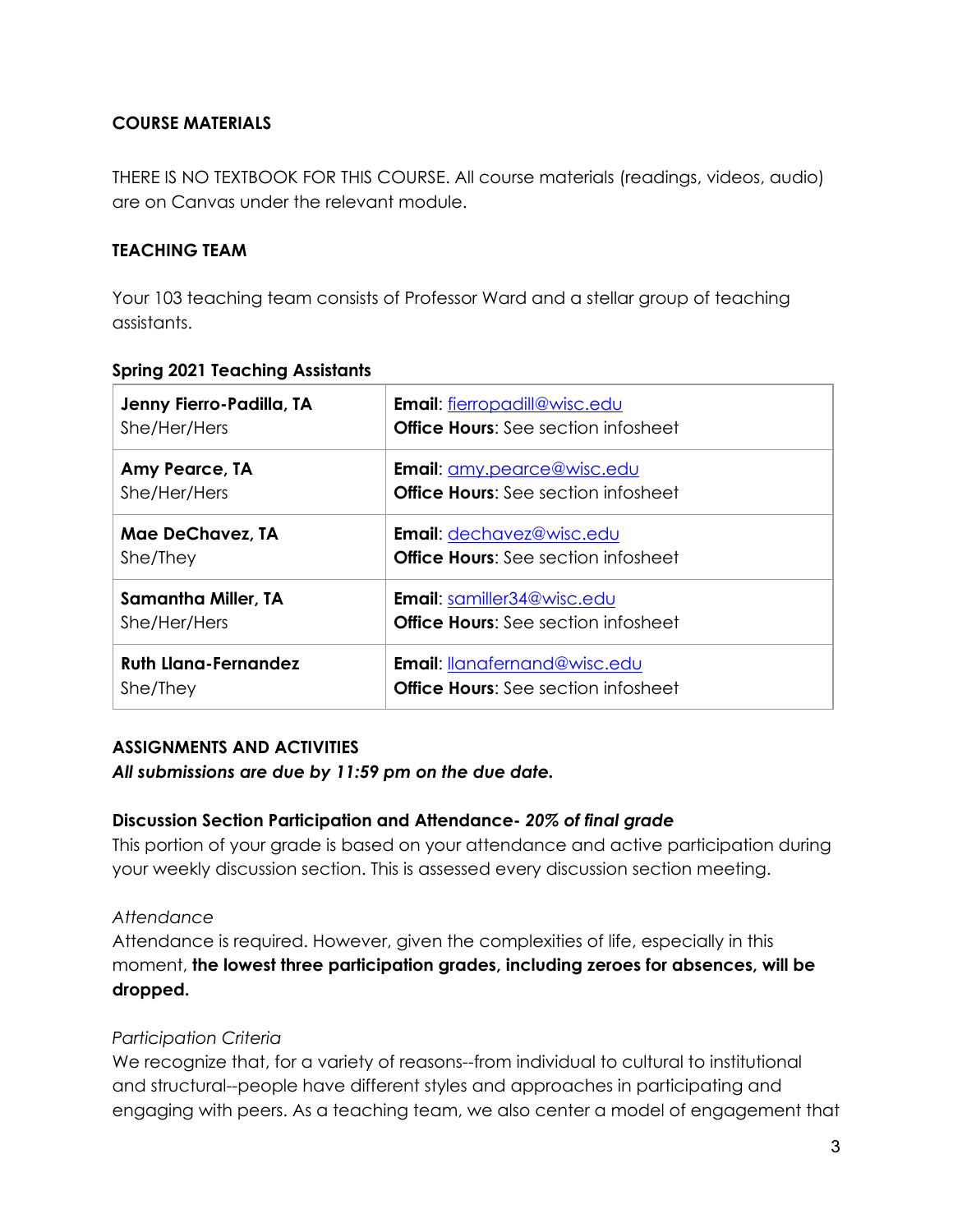## COURSE MATERIALS

THERE IS NO TEXTBOOK FOR THIS COURSE. All course materials (readings, videos, audio) are on Canvas under the relevant module.

## TEACHING TEAM

Your 103 teaching team consists of Professor Ward and a stellar group of teaching assistants.

### Spring 2021 Teaching Assistants

| | |
|---|---|
| **Jenny Fierro-Padilla, TA**<br>She/Her/Hers | **Email**: fierropadill@wisc.edu<br>**Office Hours**: See section infosheet |
| **Amy Pearce, TA**<br>She/Her/Hers | **Email**: amy.pearce@wisc.edu<br>**Office Hours**: See section infosheet |
| **Mae DeChavez, TA**<br>She/They | **Email**: dechavez@wisc.edu<br>**Office Hours**: See section infosheet |
| **Samantha Miller, TA**<br>She/Her/Hers | **Email**: samiller34@wisc.edu<br>**Office Hours**: See section infosheet |
| **Ruth Llana-Fernandez**<br>She/They | **Email**: llanafernand@wisc.edu<br>**Office Hours**: See section infosheet |

## ASSIGNMENTS AND ACTIVITIES

***All submissions are due by 11:59 pm on the due date.***

### Discussion Section Participation and Attendance- *20% of final grade*

This portion of your grade is based on your attendance and active participation during your weekly discussion section. This is assessed every discussion section meeting.

*Attendance*

Attendance is required. However, given the complexities of life, especially in this moment, **the lowest three participation grades, including zeroes for absences, will be dropped.**

*Participation Criteria*

We recognize that, for a variety of reasons--from individual to cultural to institutional and structural--people have different styles and approaches in participating and engaging with peers. As a teaching team, we also center a model of engagement that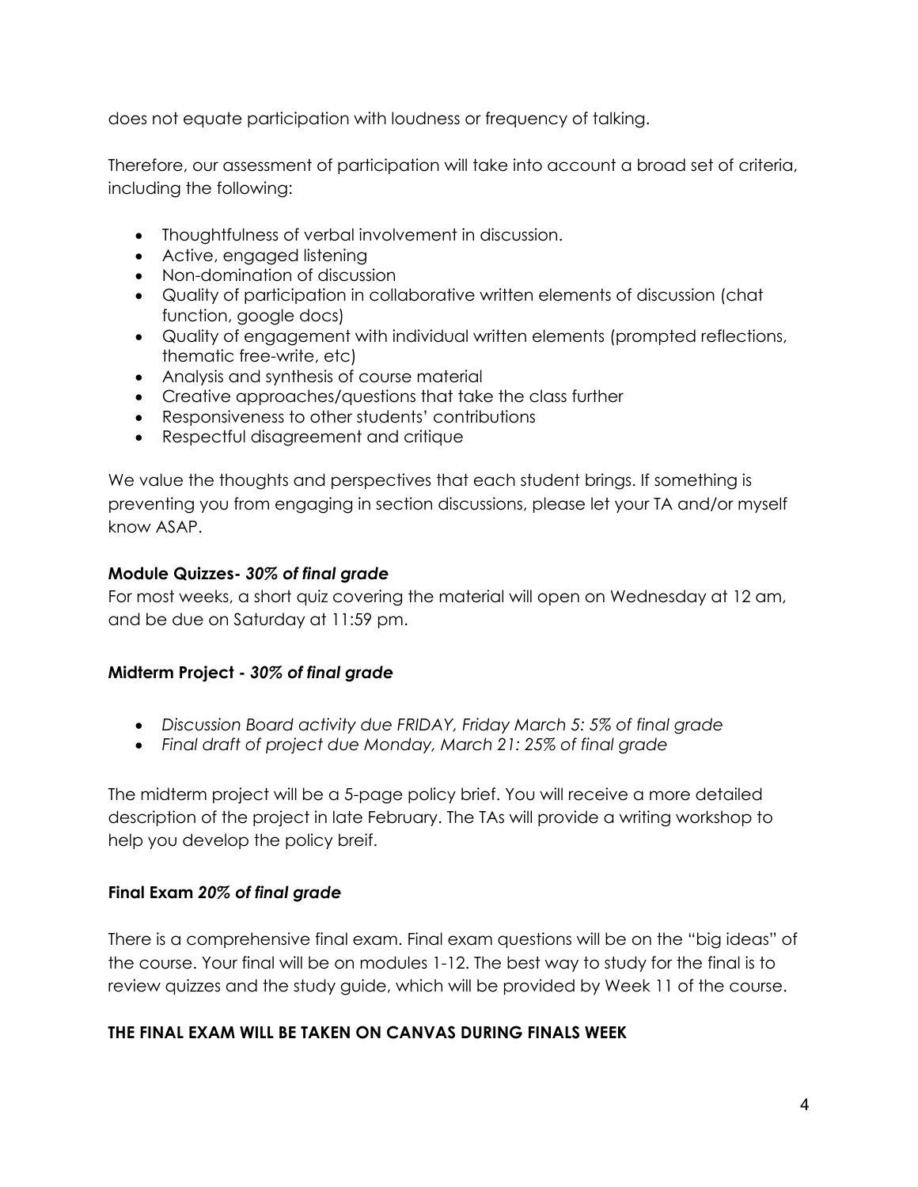does not equate participation with loudness or frequency of talking.

Therefore, our assessment of participation will take into account a broad set of criteria, including the following:

- Thoughtfulness of verbal involvement in discussion.
- Active, engaged listening
- Non-domination of discussion
- Quality of participation in collaborative written elements of discussion (chat function, google docs)
- Quality of engagement with individual written elements (prompted reflections, thematic free-write, etc)
- Analysis and synthesis of course material
- Creative approaches/questions that take the class further
- Responsiveness to other students' contributions
- Respectful disagreement and critique

We value the thoughts and perspectives that each student brings. If something is preventing you from engaging in section discussions, please let your TA and/or myself know ASAP.

**Module Quizzes-** ***30% of final grade***

For most weeks, a short quiz covering the material will open on Wednesday at 12 am, and be due on Saturday at 11:59 pm.

**Midterm Project -** ***30% of final grade***

- *Discussion Board activity due FRIDAY, Friday March 5: 5% of final grade*
- *Final draft of project due Monday, March 21: 25% of final grade*

The midterm project will be a 5-page policy brief. You will receive a more detailed description of the project in late February. The TAs will provide a writing workshop to help you develop the policy breif.

**Final Exam** ***20% of final grade***

There is a comprehensive final exam. Final exam questions will be on the "big ideas" of the course. Your final will be on modules 1-12. The best way to study for the final is to review quizzes and the study guide, which will be provided by Week 11 of the course.

**THE FINAL EXAM WILL BE TAKEN ON CANVAS DURING FINALS WEEK**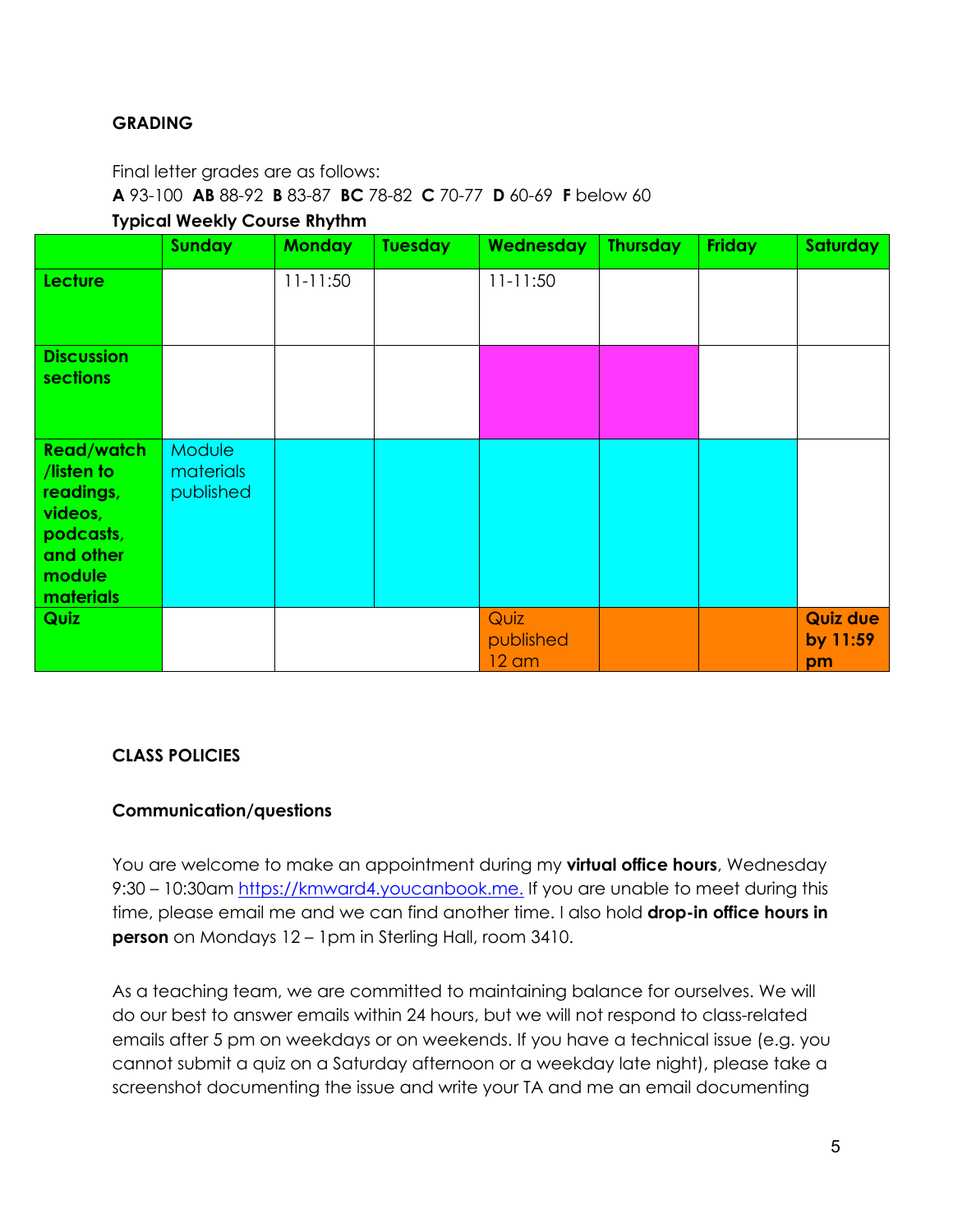**GRADING**

Final letter grades are as follows:
**A** 93-100 **AB** 88-92 **B** 83-87 **BC** 78-82 **C** 70-77 **D** 60-69 **F** below 60

**Typical Weekly Course Rhythm**

| | Sunday | Monday | Tuesday | Wednesday | Thursday | Friday | Saturday |
|---|---|---|---|---|---|---|---|
| **Lecture** | | 11-11:50 | | 11-11:50 | | | |
| **Discussion sections** | | | | | | | |
| **Read/watch /listen to readings, videos, podcasts, and other module materials** | Module materials published | | | | | | |
| **Quiz** | | | | Quiz published 12 am | | | **Quiz due by 11:59 pm** |

**CLASS POLICIES**

**Communication/questions**

You are welcome to make an appointment during my **virtual office hours**, Wednesday 9:30 – 10:30am [https://kmward4.youcanbook.me.](https://kmward4.youcanbook.me) If you are unable to meet during this time, please email me and we can find another time. I also hold **drop-in office hours in person** on Mondays 12 – 1pm in Sterling Hall, room 3410.

As a teaching team, we are committed to maintaining balance for ourselves. We will do our best to answer emails within 24 hours, but we will not respond to class-related emails after 5 pm on weekdays or on weekends. If you have a technical issue (e.g. you cannot submit a quiz on a Saturday afternoon or a weekday late night), please take a screenshot documenting the issue and write your TA and me an email documenting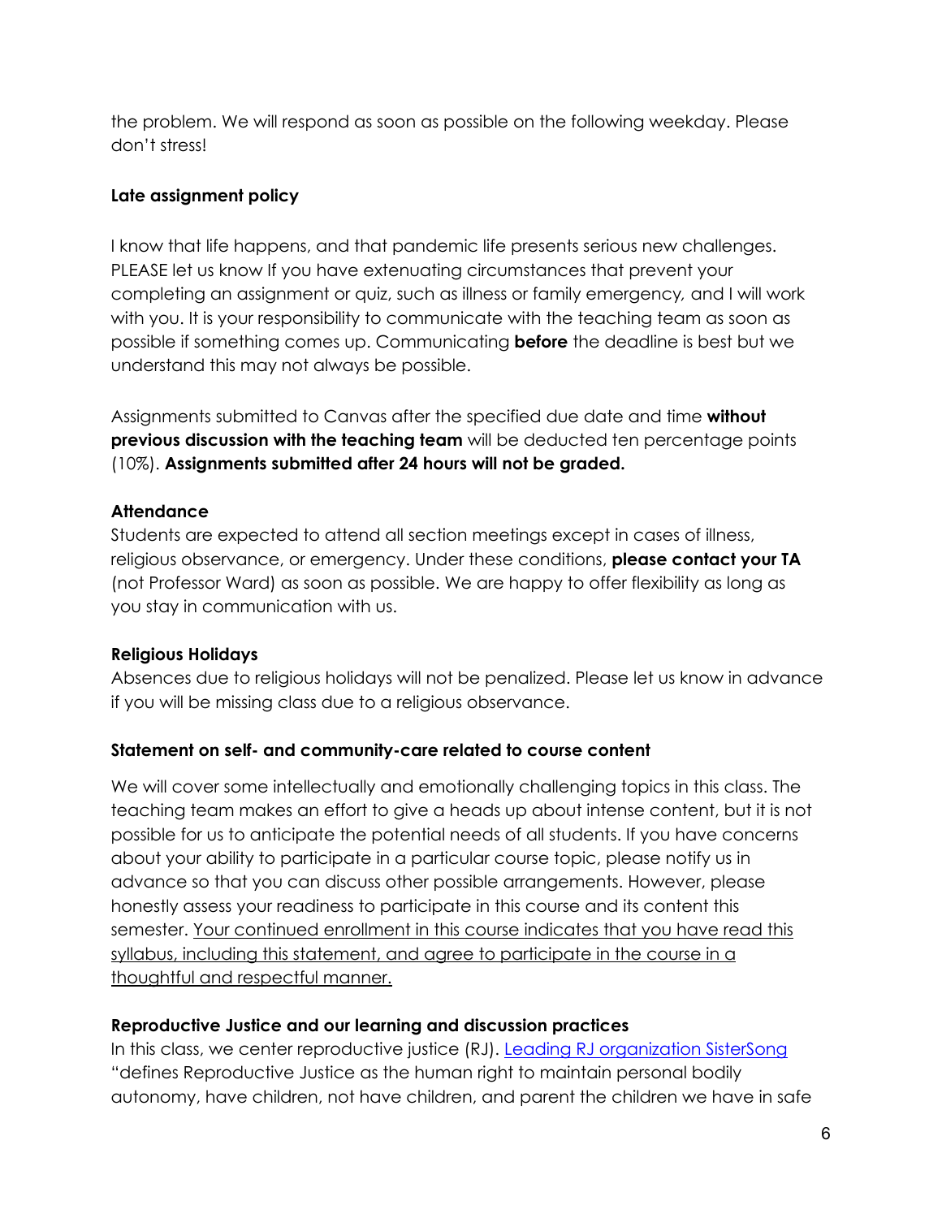the problem. We will respond as soon as possible on the following weekday. Please don't stress!

**Late assignment policy**

I know that life happens, and that pandemic life presents serious new challenges. PLEASE let us know If you have extenuating circumstances that prevent your completing an assignment or quiz, such as illness or family emergency, and I will work with you. It is your responsibility to communicate with the teaching team as soon as possible if something comes up. Communicating **before** the deadline is best but we understand this may not always be possible.

Assignments submitted to Canvas after the specified due date and time **without previous discussion with the teaching team** will be deducted ten percentage points (10%). **Assignments submitted after 24 hours will not be graded.**

**Attendance**

Students are expected to attend all section meetings except in cases of illness, religious observance, or emergency. Under these conditions, **please contact your TA** (not Professor Ward) as soon as possible. We are happy to offer flexibility as long as you stay in communication with us.

**Religious Holidays**

Absences due to religious holidays will not be penalized. Please let us know in advance if you will be missing class due to a religious observance.

**Statement on self- and community-care related to course content**

We will cover some intellectually and emotionally challenging topics in this class. The teaching team makes an effort to give a heads up about intense content, but it is not possible for us to anticipate the potential needs of all students. If you have concerns about your ability to participate in a particular course topic, please notify us in advance so that you can discuss other possible arrangements. However, please honestly assess your readiness to participate in this course and its content this semester. <u>Your continued enrollment in this course indicates that you have read this syllabus, including this statement, and agree to participate in the course in a thoughtful and respectful manner.</u>

**Reproductive Justice and our learning and discussion practices**

In this class, we center reproductive justice (RJ). [Leading RJ organization SisterSong] "defines Reproductive Justice as the human right to maintain personal bodily autonomy, have children, not have children, and parent the children we have in safe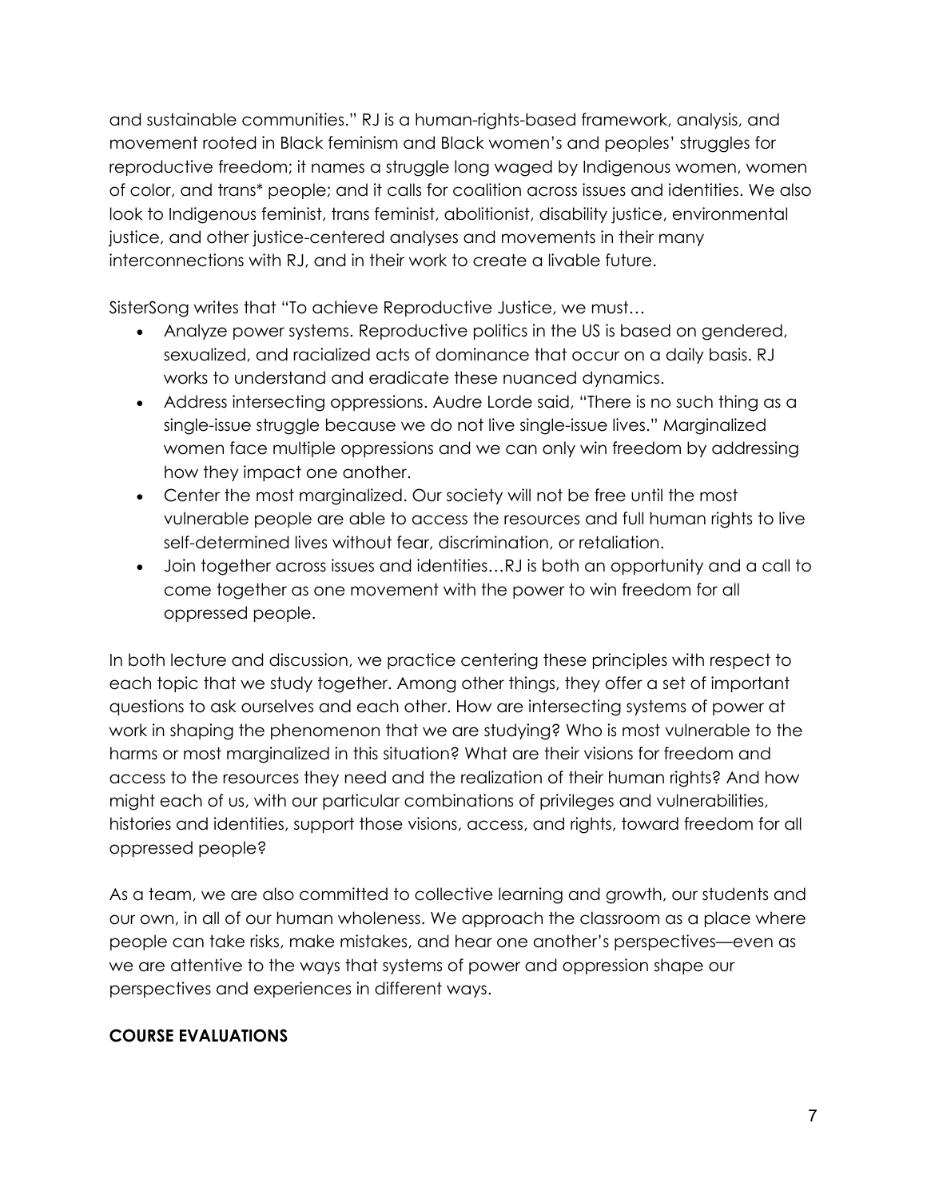and sustainable communities." RJ is a human-rights-based framework, analysis, and movement rooted in Black feminism and Black women's and peoples' struggles for reproductive freedom; it names a struggle long waged by Indigenous women, women of color, and trans* people; and it calls for coalition across issues and identities. We also look to Indigenous feminist, trans feminist, abolitionist, disability justice, environmental justice, and other justice-centered analyses and movements in their many interconnections with RJ, and in their work to create a livable future.

SisterSong writes that "To achieve Reproductive Justice, we must…

- Analyze power systems. Reproductive politics in the US is based on gendered, sexualized, and racialized acts of dominance that occur on a daily basis. RJ works to understand and eradicate these nuanced dynamics.
- Address intersecting oppressions. Audre Lorde said, "There is no such thing as a single-issue struggle because we do not live single-issue lives." Marginalized women face multiple oppressions and we can only win freedom by addressing how they impact one another.
- Center the most marginalized. Our society will not be free until the most vulnerable people are able to access the resources and full human rights to live self-determined lives without fear, discrimination, or retaliation.
- Join together across issues and identities…RJ is both an opportunity and a call to come together as one movement with the power to win freedom for all oppressed people.

In both lecture and discussion, we practice centering these principles with respect to each topic that we study together. Among other things, they offer a set of important questions to ask ourselves and each other. How are intersecting systems of power at work in shaping the phenomenon that we are studying? Who is most vulnerable to the harms or most marginalized in this situation? What are their visions for freedom and access to the resources they need and the realization of their human rights? And how might each of us, with our particular combinations of privileges and vulnerabilities, histories and identities, support those visions, access, and rights, toward freedom for all oppressed people?

As a team, we are also committed to collective learning and growth, our students and our own, in all of our human wholeness. We approach the classroom as a place where people can take risks, make mistakes, and hear one another's perspectives—even as we are attentive to the ways that systems of power and oppression shape our perspectives and experiences in different ways.

**COURSE EVALUATIONS**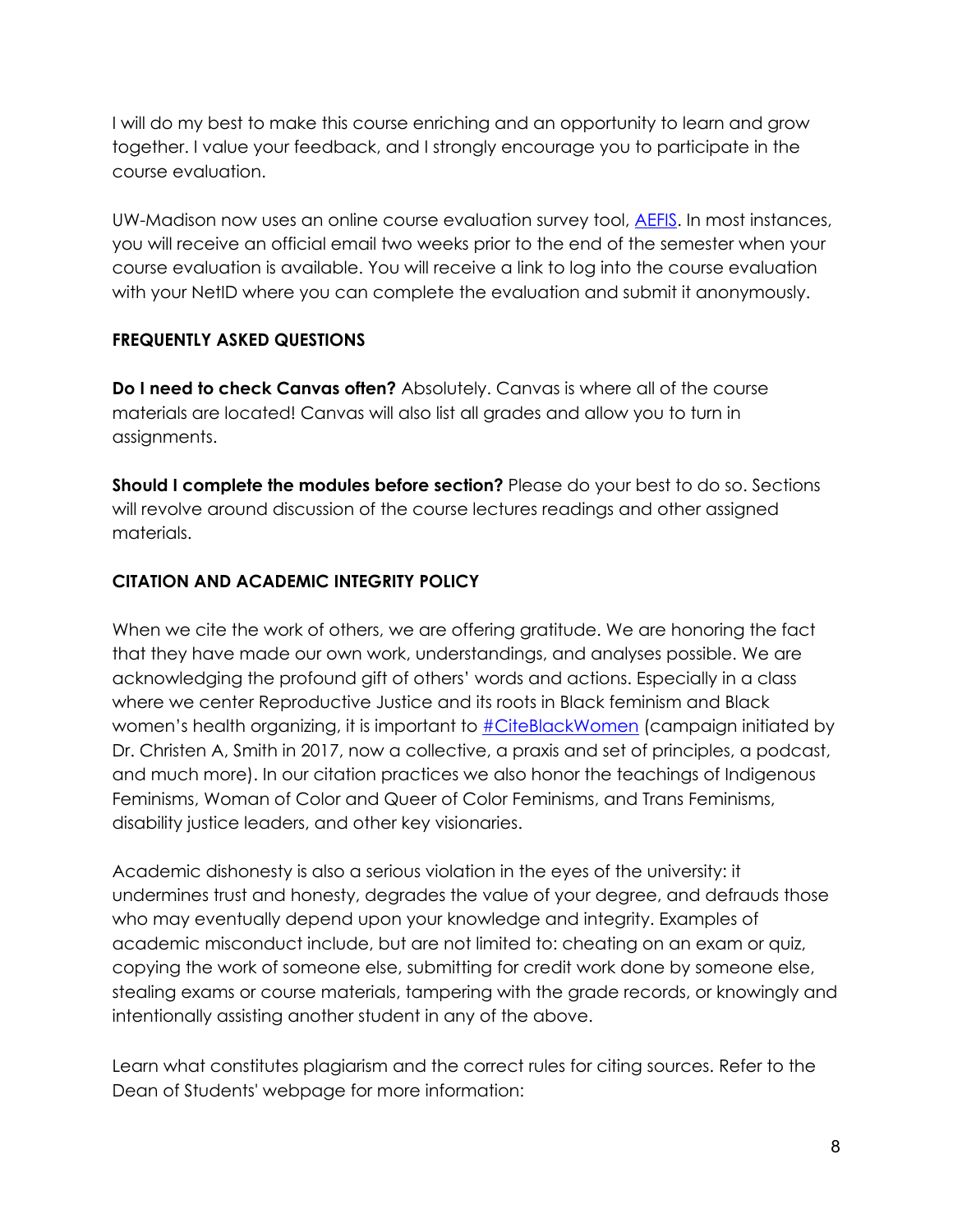I will do my best to make this course enriching and an opportunity to learn and grow together. I value your feedback, and I strongly encourage you to participate in the course evaluation.

UW-Madison now uses an online course evaluation survey tool, [AEFIS](). In most instances, you will receive an official email two weeks prior to the end of the semester when your course evaluation is available. You will receive a link to log into the course evaluation with your NetID where you can complete the evaluation and submit it anonymously.

## FREQUENTLY ASKED QUESTIONS

**Do I need to check Canvas often?** Absolutely. Canvas is where all of the course materials are located! Canvas will also list all grades and allow you to turn in assignments.

**Should I complete the modules before section?** Please do your best to do so. Sections will revolve around discussion of the course lectures readings and other assigned materials.

## CITATION AND ACADEMIC INTEGRITY POLICY

When we cite the work of others, we are offering gratitude. We are honoring the fact that they have made our own work, understandings, and analyses possible. We are acknowledging the profound gift of others' words and actions. Especially in a class where we center Reproductive Justice and its roots in Black feminism and Black women's health organizing, it is important to [#CiteBlackWomen]() (campaign initiated by Dr. Christen A, Smith in 2017, now a collective, a praxis and set of principles, a podcast, and much more). In our citation practices we also honor the teachings of Indigenous Feminisms, Woman of Color and Queer of Color Feminisms, and Trans Feminisms, disability justice leaders, and other key visionaries.

Academic dishonesty is also a serious violation in the eyes of the university: it undermines trust and honesty, degrades the value of your degree, and defrauds those who may eventually depend upon your knowledge and integrity. Examples of academic misconduct include, but are not limited to: cheating on an exam or quiz, copying the work of someone else, submitting for credit work done by someone else, stealing exams or course materials, tampering with the grade records, or knowingly and intentionally assisting another student in any of the above.

Learn what constitutes plagiarism and the correct rules for citing sources. Refer to the Dean of Students' webpage for more information: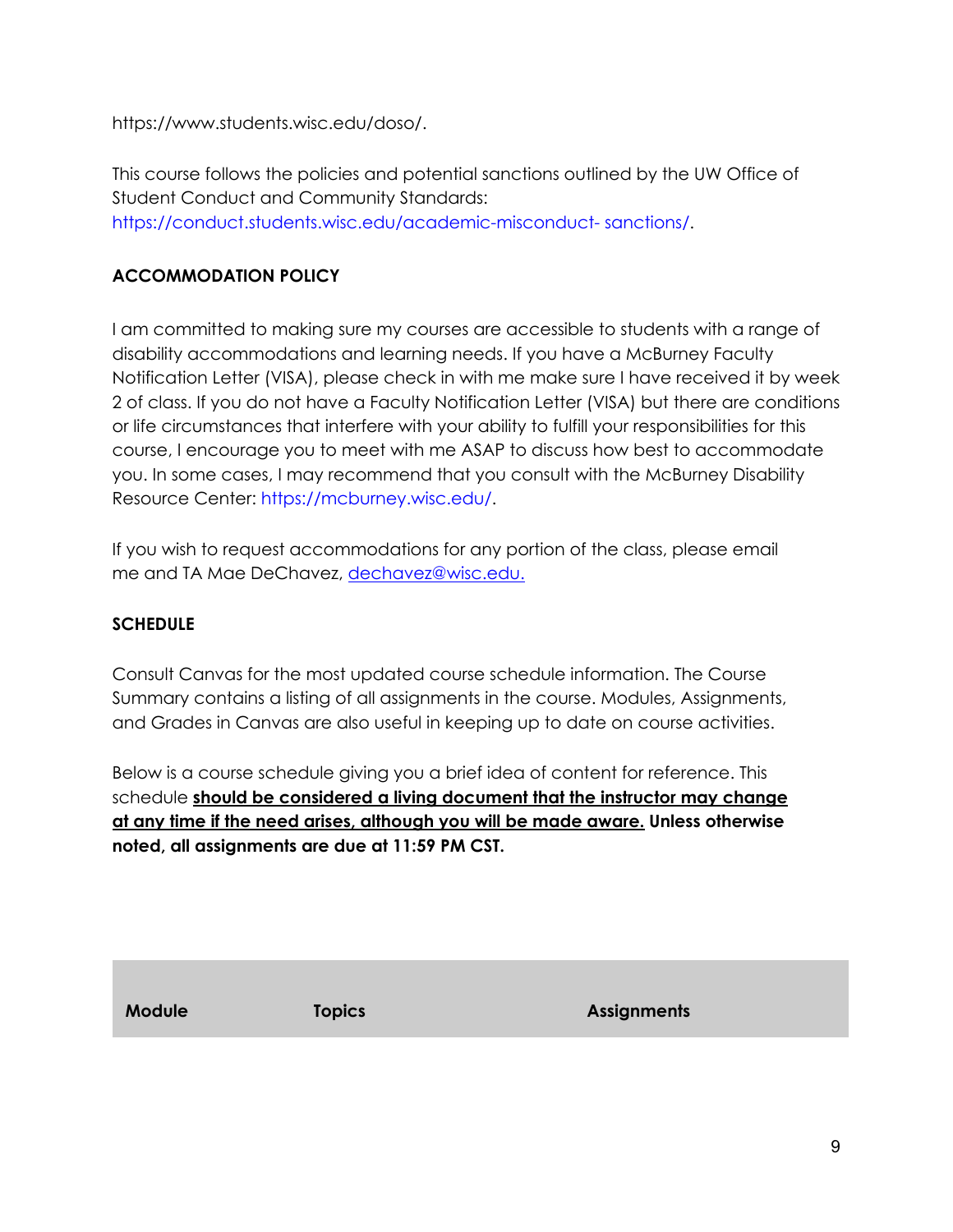https://www.students.wisc.edu/doso/.

This course follows the policies and potential sanctions outlined by the UW Office of Student Conduct and Community Standards: https://conduct.students.wisc.edu/academic-misconduct- sanctions/.

**ACCOMMODATION POLICY**

I am committed to making sure my courses are accessible to students with a range of disability accommodations and learning needs. If you have a McBurney Faculty Notification Letter (VISA), please check in with me make sure I have received it by week 2 of class. If you do not have a Faculty Notification Letter (VISA) but there are conditions or life circumstances that interfere with your ability to fulfill your responsibilities for this course, I encourage you to meet with me ASAP to discuss how best to accommodate you. In some cases, I may recommend that you consult with the McBurney Disability Resource Center: https://mcburney.wisc.edu/.

If you wish to request accommodations for any portion of the class, please email me and TA Mae DeChavez, dechavez@wisc.edu.

**SCHEDULE**

Consult Canvas for the most updated course schedule information. The Course Summary contains a listing of all assignments in the course. Modules, Assignments, and Grades in Canvas are also useful in keeping up to date on course activities.

Below is a course schedule giving you a brief idea of content for reference. This schedule **should be considered a living document that the instructor may change at any time if the need arises, although you will be made aware. Unless otherwise noted, all assignments are due at 11:59 PM CST.**

| Module | Topics | Assignments |
|---|---|---|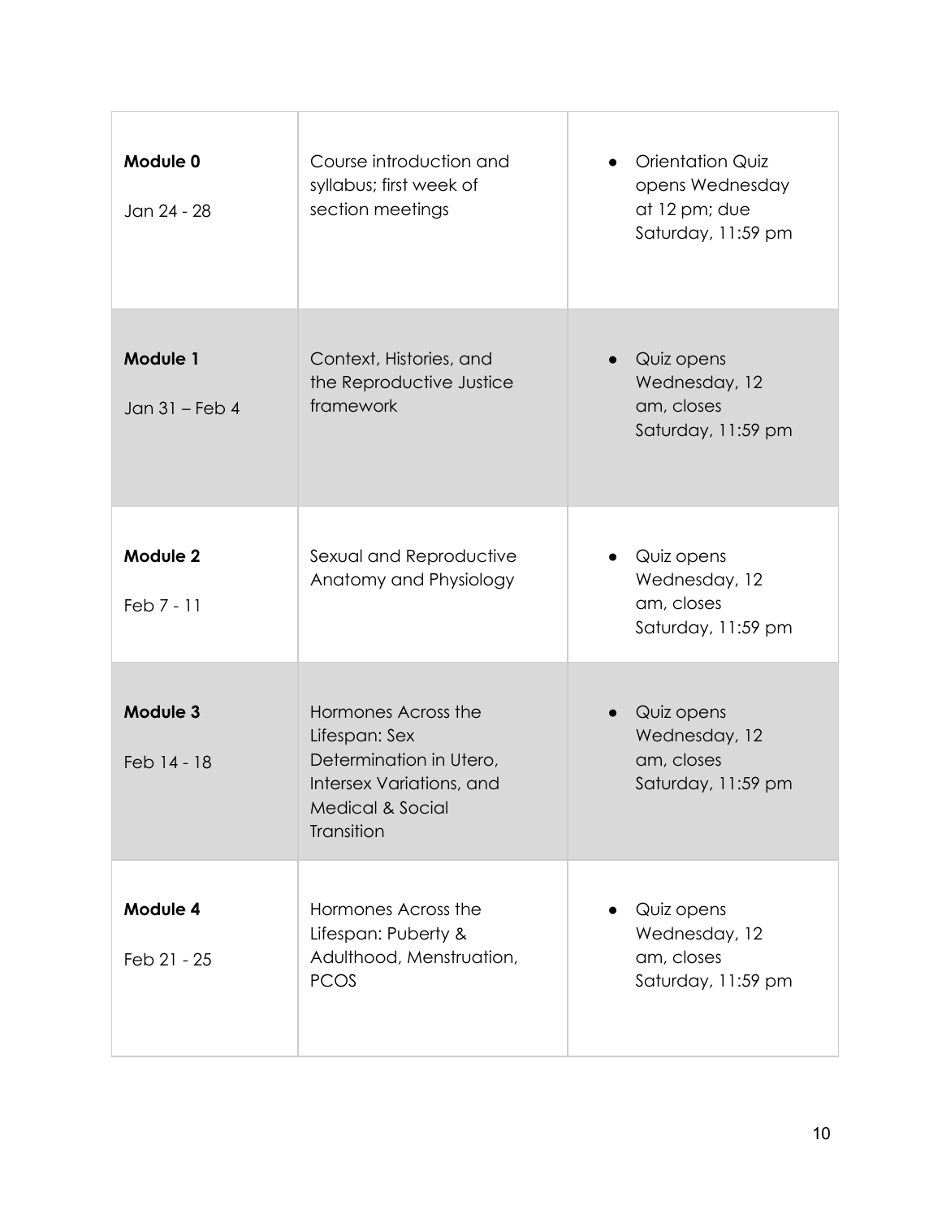| | | |
|---|---|---|
| **Module 0**<br><br>Jan 24 - 28 | Course introduction and syllabus; first week of section meetings | • Orientation Quiz opens Wednesday at 12 pm; due Saturday, 11:59 pm |
| **Module 1**<br><br>Jan 31 – Feb 4 | Context, Histories, and the Reproductive Justice framework | • Quiz opens Wednesday, 12 am, closes Saturday, 11:59 pm |
| **Module 2**<br><br>Feb 7 - 11 | Sexual and Reproductive Anatomy and Physiology | • Quiz opens Wednesday, 12 am, closes Saturday, 11:59 pm |
| **Module 3**<br><br>Feb 14 - 18 | Hormones Across the Lifespan: Sex Determination in Utero, Intersex Variations, and Medical & Social Transition | • Quiz opens Wednesday, 12 am, closes Saturday, 11:59 pm |
| **Module 4**<br><br>Feb 21 - 25 | Hormones Across the Lifespan: Puberty & Adulthood, Menstruation, PCOS | • Quiz opens Wednesday, 12 am, closes Saturday, 11:59 pm |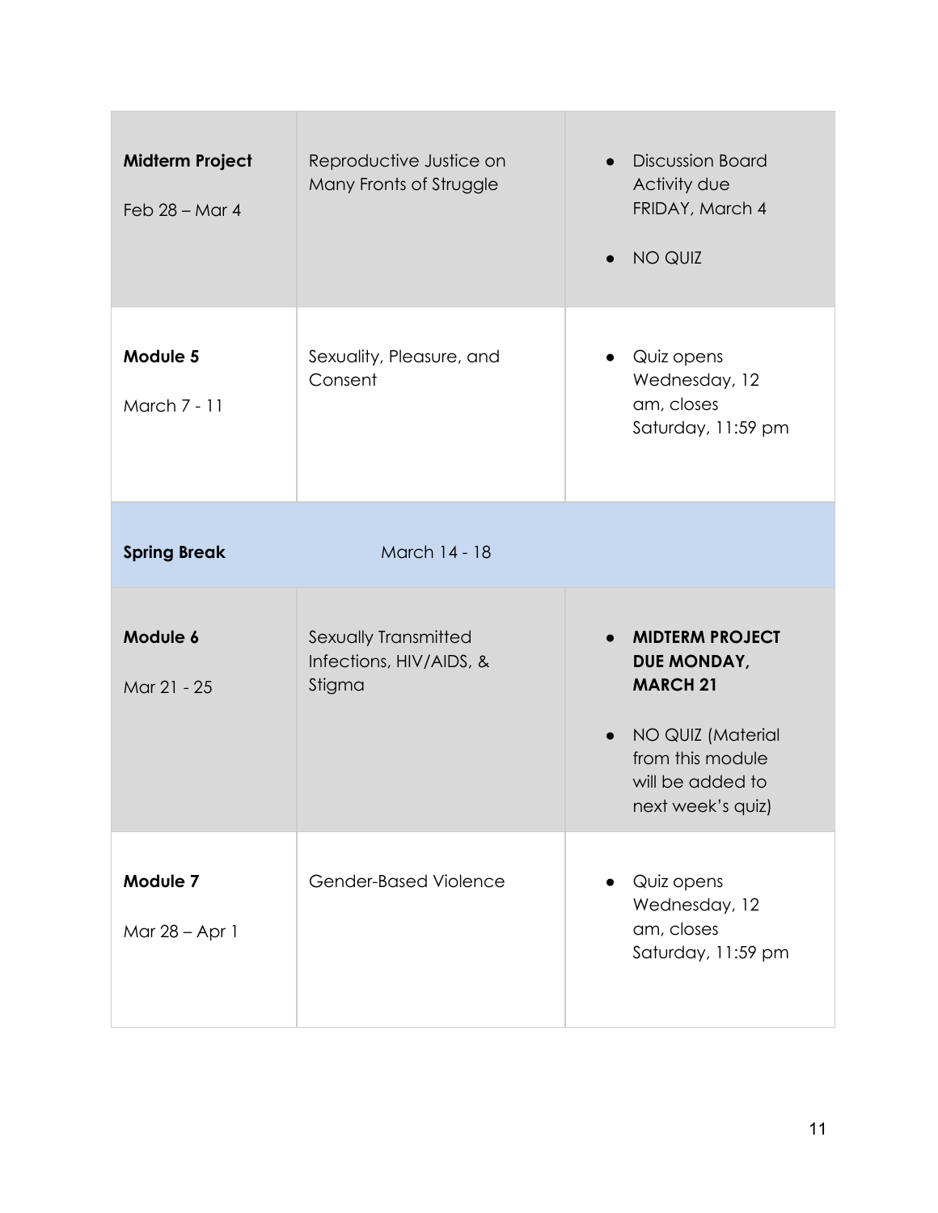| | | |
|---|---|---|
| **Midterm Project**<br><br>Feb 28 – Mar 4 | Reproductive Justice on Many Fronts of Struggle | • Discussion Board Activity due FRIDAY, March 4<br><br>• NO QUIZ |
| **Module 5**<br><br>March 7 - 11 | Sexuality, Pleasure, and Consent | • Quiz opens Wednesday, 12 am, closes Saturday, 11:59 pm |
| **Spring Break** | March 14 - 18 | |
| **Module 6**<br><br>Mar 21 - 25 | Sexually Transmitted Infections, HIV/AIDS, & Stigma | • **MIDTERM PROJECT DUE MONDAY, MARCH 21**<br><br>• NO QUIZ (Material from this module will be added to next week's quiz) |
| **Module 7**<br><br>Mar 28 – Apr 1 | Gender-Based Violence | • Quiz opens Wednesday, 12 am, closes Saturday, 11:59 pm |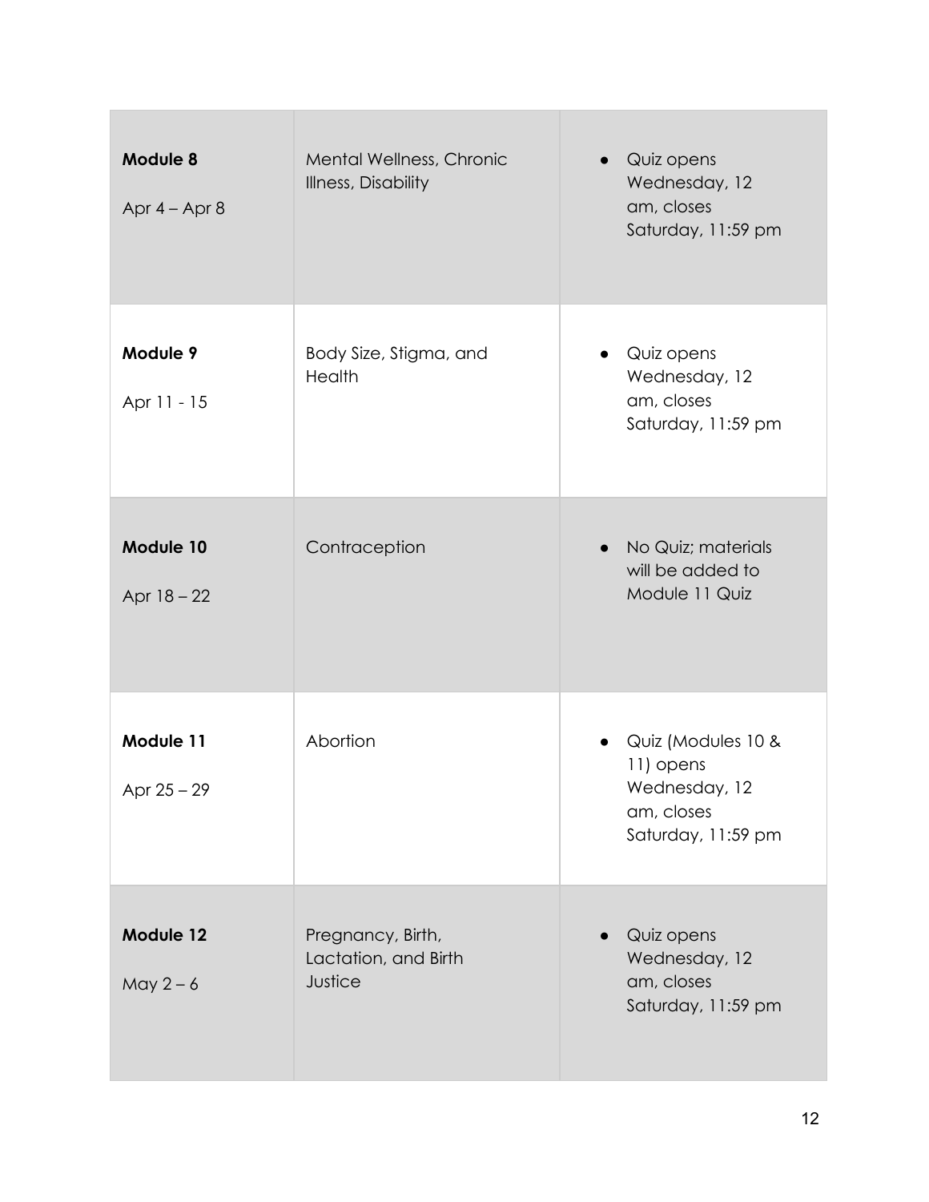| **Module 8**<br>Apr 4 – Apr 8 | Mental Wellness, Chronic Illness, Disability | • Quiz opens Wednesday, 12 am, closes Saturday, 11:59 pm |
|---|---|---|
| **Module 9**<br>Apr 11 - 15 | Body Size, Stigma, and Health | • Quiz opens Wednesday, 12 am, closes Saturday, 11:59 pm |
| **Module 10**<br>Apr 18 – 22 | Contraception | • No Quiz; materials will be added to Module 11 Quiz |
| **Module 11**<br>Apr 25 – 29 | Abortion | • Quiz (Modules 10 & 11) opens Wednesday, 12 am, closes Saturday, 11:59 pm |
| **Module 12**<br>May 2 – 6 | Pregnancy, Birth, Lactation, and Birth Justice | • Quiz opens Wednesday, 12 am, closes Saturday, 11:59 pm |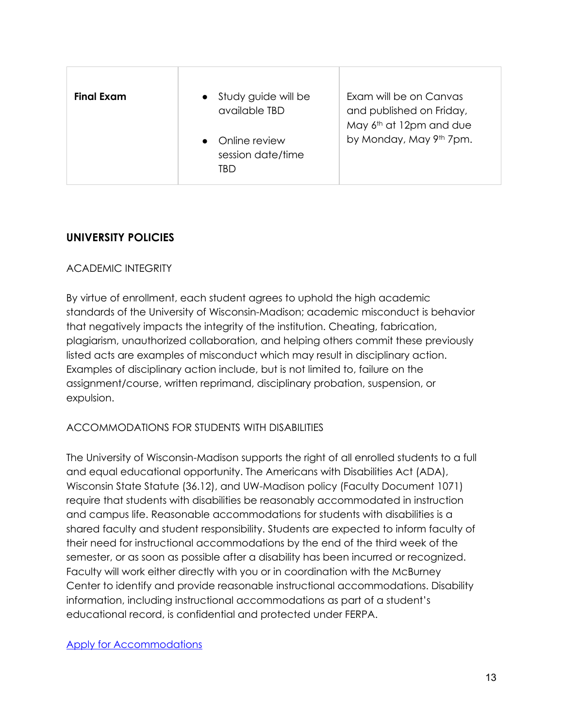| Final Exam | • Study guide will be available TBD<br>• Online review session date/time TBD | Exam will be on Canvas and published on Friday, May 6th at 12pm and due by Monday, May 9th 7pm. |
|---|---|---|

## UNIVERSITY POLICIES

### ACADEMIC INTEGRITY

By virtue of enrollment, each student agrees to uphold the high academic standards of the University of Wisconsin-Madison; academic misconduct is behavior that negatively impacts the integrity of the institution. Cheating, fabrication, plagiarism, unauthorized collaboration, and helping others commit these previously listed acts are examples of misconduct which may result in disciplinary action. Examples of disciplinary action include, but is not limited to, failure on the assignment/course, written reprimand, disciplinary probation, suspension, or expulsion.

### ACCOMMODATIONS FOR STUDENTS WITH DISABILITIES

The University of Wisconsin-Madison supports the right of all enrolled students to a full and equal educational opportunity. The Americans with Disabilities Act (ADA), Wisconsin State Statute (36.12), and UW-Madison policy (Faculty Document 1071) require that students with disabilities be reasonably accommodated in instruction and campus life. Reasonable accommodations for students with disabilities is a shared faculty and student responsibility. Students are expected to inform faculty of their need for instructional accommodations by the end of the third week of the semester, or as soon as possible after a disability has been incurred or recognized. Faculty will work either directly with you or in coordination with the McBurney Center to identify and provide reasonable instructional accommodations. Disability information, including instructional accommodations as part of a student's educational record, is confidential and protected under FERPA.

Apply for Accommodations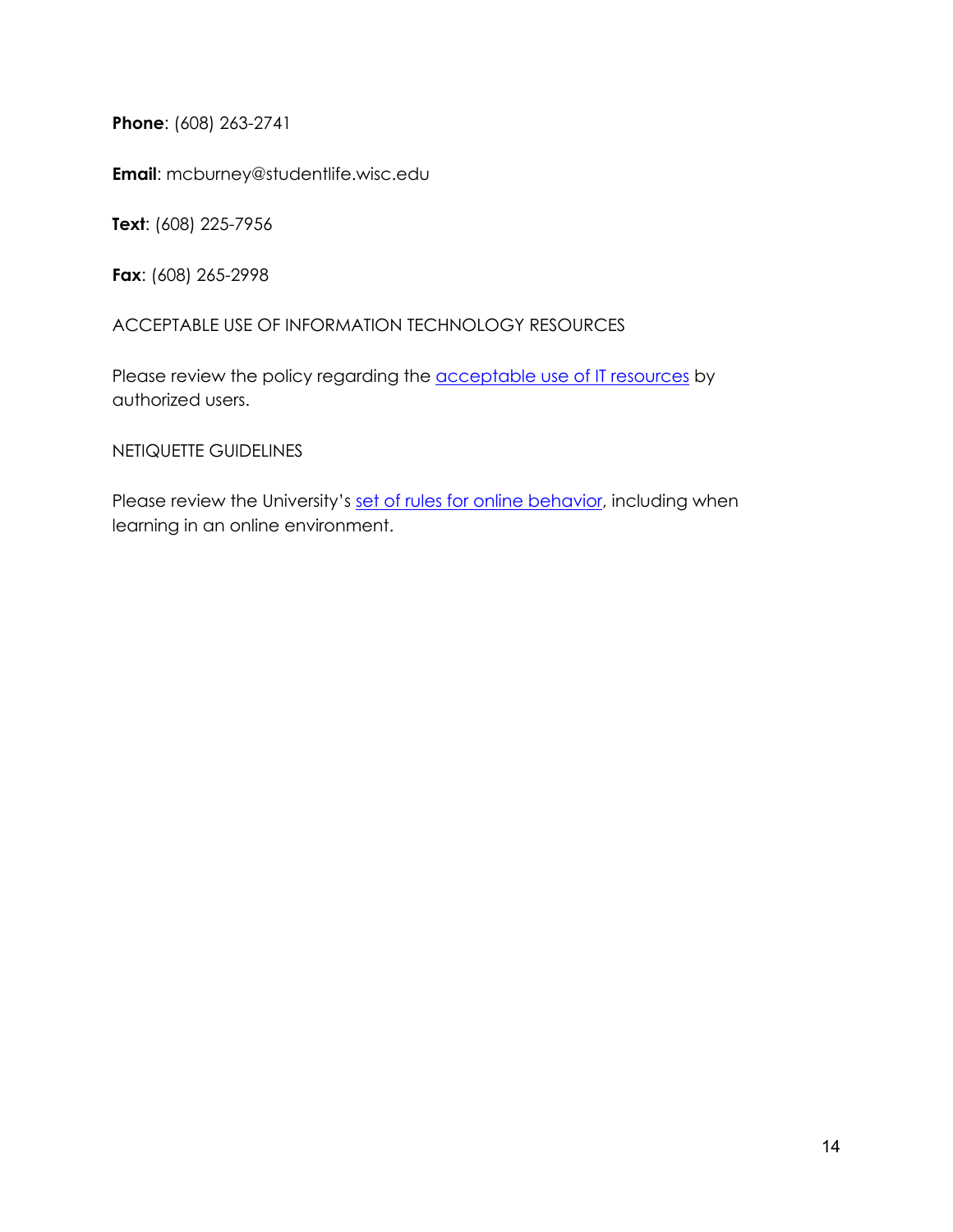**Phone**: (608) 263-2741

**Email**: mcburney@studentlife.wisc.edu

**Text**: (608) 225-7956

**Fax**: (608) 265-2998

## ACCEPTABLE USE OF INFORMATION TECHNOLOGY RESOURCES

Please review the policy regarding the acceptable use of IT resources by authorized users.

## NETIQUETTE GUIDELINES

Please review the University's set of rules for online behavior, including when learning in an online environment.